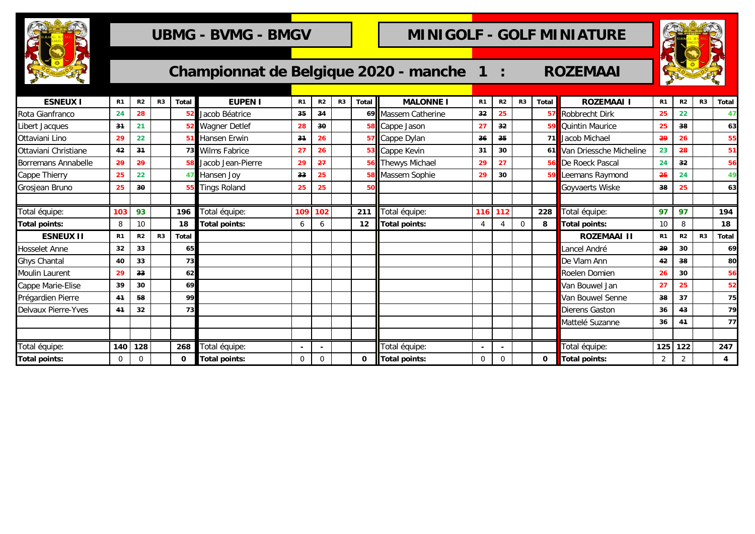# UBMG - BVMG - BMGV

# MINIGOLF - GOLF MINIATURE

## Championnat de Belgique 2020 - manche 1 : ROZEMAAI

| ESNEUX I | R1 | R2 | R3 | Total | EUPEN I | R1 | R2 | R3 | Total | MALONNE I | R1 | R2 | R3 | Total | ROZEMAAI I | R1 | R2 | R3 | Total |
|---|---|---|---|---|---|---|---|---|---|---|---|---|---|---|---|---|---|---|---|
| Rota Gianfranco | 24 | 28 | | 52 | Jacob Béatrice | 35 | 34 | | 69 | Massem Catherine | 32 | 25 | | 57 | Robbrecht Dirk | 25 | 22 | | 47 |
| Libert Jacques | 31 | 21 | | 52 | Wagner Detlef | 28 | 30 | | 58 | Cappe Jason | 27 | 32 | | 59 | Quintin Maurice | 25 | 38 | | 63 |
| Ottaviani Lino | 29 | 22 | | 51 | Hansen Erwin | 31 | 26 | | 57 | Cappe Dylan | 36 | 35 | | 71 | Jacob Michael | 29 | 26 | | 55 |
| Ottaviani Christiane | 42 | 31 | | 73 | Wilms Fabrice | 27 | 26 | | 53 | Cappe Kevin | 31 | 30 | | 61 | Van Driessche Micheline | 23 | 28 | | 51 |
| Borremans Annabelle | 29 | 29 | | 58 | Jacob Jean-Pierre | 29 | 27 | | 56 | Thewys Michael | 29 | 27 | | 56 | De Roeck Pascal | 24 | 32 | | 56 |
| Cappe Thierry | 25 | 22 | | 47 | Hansen Joy | 33 | 25 | | 58 | Massem Sophie | 29 | 30 | | 59 | Leemans Raymond | 25 | 24 | | 49 |
| Grosjean Bruno | 25 | 30 | | 55 | Tings Roland | 25 | 25 | | 50 | | | | | | Goyvaerts Wiske | 38 | 25 | | 63 |
| | | | | | | | | | | | | | | | | | | | |
| Total équipe: | 103 | 93 | | 196 | Total équipe: | 109 | 102 | | 211 | Total équipe: | 116 | 112 | | 228 | Total équipe: | 97 | 97 | | 194 |
| **Total points:** | 8 | 10 | | **18** | **Total points:** | 6 | 6 | | **12** | **Total points:** | 4 | 4 | 0 | **8** | **Total points:** | 10 | 8 | | **18** |
| **ESNEUX II** | **R1** | **R2** | **R3** | **Total** | | | | | | | | | | | **ROZEMAAI II** | **R1** | **R2** | **R3** | **Total** |
| Hosselet Anne | 32 | 33 | | 65 | | | | | | | | | | | Lancel André | 39 | 30 | | 69 |
| Ghys Chantal | 40 | 33 | | 73 | | | | | | | | | | | De Vlam Ann | 42 | 38 | | 80 |
| Moulin Laurent | 29 | 33 | | 62 | | | | | | | | | | | Roelen Domien | 26 | 30 | | 56 |
| Cappe Marie-Elise | 39 | 30 | | 69 | | | | | | | | | | | Van Bouwel Jan | 27 | 25 | | 52 |
| Prégardien Pierre | 41 | 58 | | 99 | | | | | | | | | | | Van Bouwel Senne | 38 | 37 | | 75 |
| Delvaux Pierre-Yves | 41 | 32 | | 73 | | | | | | | | | | | Dierens Gaston | 36 | 43 | | 79 |
| | | | | | | | | | | | | | | | Mattelé Suzanne | 36 | 41 | | 77 |
| | | | | | | | | | | | | | | | | | | | |
| Total équipe: | 140 | 128 | | 268 | Total équipe: | - | - | | | Total équipe: | - | - | | | Total équipe: | 125 | 122 | | 247 |
| **Total points:** | 0 | 0 | | **0** | **Total points:** | 0 | 0 | | **0** | **Total points:** | 0 | 0 | | **0** | **Total points:** | 2 | 2 | | **4** |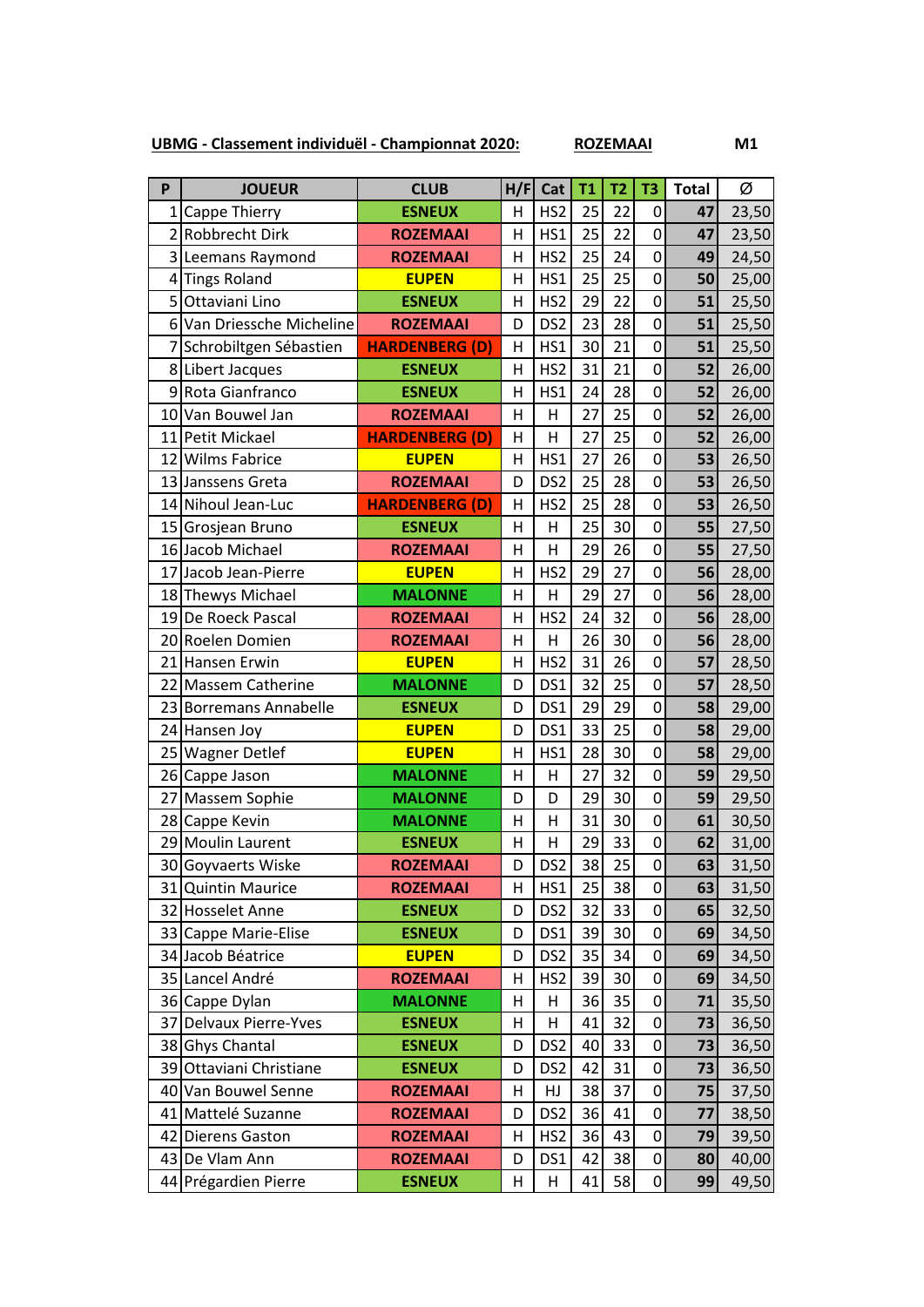**UBMG - Classement individuël - Championnat 2020:** **ROZEMAAI** **M1**

| P | JOUEUR | CLUB | H/F | Cat | T1 | T2 | T3 | Total | Ø |
|---|---|---|---|---|---|---|---|---|---|
| 1 | Cappe Thierry | ESNEUX | H | HS2 | 25 | 22 | 0 | 47 | 23,50 |
| 2 | Robbrecht Dirk | ROZEMAAI | H | HS1 | 25 | 22 | 0 | 47 | 23,50 |
| 3 | Leemans Raymond | ROZEMAAI | H | HS2 | 25 | 24 | 0 | 49 | 24,50 |
| 4 | Tings Roland | EUPEN | H | HS1 | 25 | 25 | 0 | 50 | 25,00 |
| 5 | Ottaviani Lino | ESNEUX | H | HS2 | 29 | 22 | 0 | 51 | 25,50 |
| 6 | Van Driessche Micheline | ROZEMAAI | D | DS2 | 23 | 28 | 0 | 51 | 25,50 |
| 7 | Schrobiltgen Sébastien | HARDENBERG (D) | H | HS1 | 30 | 21 | 0 | 51 | 25,50 |
| 8 | Libert Jacques | ESNEUX | H | HS2 | 31 | 21 | 0 | 52 | 26,00 |
| 9 | Rota Gianfranco | ESNEUX | H | HS1 | 24 | 28 | 0 | 52 | 26,00 |
| 10 | Van Bouwel Jan | ROZEMAAI | H | H | 27 | 25 | 0 | 52 | 26,00 |
| 11 | Petit Mickael | HARDENBERG (D) | H | H | 27 | 25 | 0 | 52 | 26,00 |
| 12 | Wilms Fabrice | EUPEN | H | HS1 | 27 | 26 | 0 | 53 | 26,50 |
| 13 | Janssens Greta | ROZEMAAI | D | DS2 | 25 | 28 | 0 | 53 | 26,50 |
| 14 | Nihoul Jean-Luc | HARDENBERG (D) | H | HS2 | 25 | 28 | 0 | 53 | 26,50 |
| 15 | Grosjean Bruno | ESNEUX | H | H | 25 | 30 | 0 | 55 | 27,50 |
| 16 | Jacob Michael | ROZEMAAI | H | H | 29 | 26 | 0 | 55 | 27,50 |
| 17 | Jacob Jean-Pierre | EUPEN | H | HS2 | 29 | 27 | 0 | 56 | 28,00 |
| 18 | Thewys Michael | MALONNE | H | H | 29 | 27 | 0 | 56 | 28,00 |
| 19 | De Roeck Pascal | ROZEMAAI | H | HS2 | 24 | 32 | 0 | 56 | 28,00 |
| 20 | Roelen Domien | ROZEMAAI | H | H | 26 | 30 | 0 | 56 | 28,00 |
| 21 | Hansen Erwin | EUPEN | H | HS2 | 31 | 26 | 0 | 57 | 28,50 |
| 22 | Massem Catherine | MALONNE | D | DS1 | 32 | 25 | 0 | 57 | 28,50 |
| 23 | Borremans Annabelle | ESNEUX | D | DS1 | 29 | 29 | 0 | 58 | 29,00 |
| 24 | Hansen Joy | EUPEN | D | DS1 | 33 | 25 | 0 | 58 | 29,00 |
| 25 | Wagner Detlef | EUPEN | H | HS1 | 28 | 30 | 0 | 58 | 29,00 |
| 26 | Cappe Jason | MALONNE | H | H | 27 | 32 | 0 | 59 | 29,50 |
| 27 | Massem Sophie | MALONNE | D | D | 29 | 30 | 0 | 59 | 29,50 |
| 28 | Cappe Kevin | MALONNE | H | H | 31 | 30 | 0 | 61 | 30,50 |
| 29 | Moulin Laurent | ESNEUX | H | H | 29 | 33 | 0 | 62 | 31,00 |
| 30 | Goyvaerts Wiske | ROZEMAAI | D | DS2 | 38 | 25 | 0 | 63 | 31,50 |
| 31 | Quintin Maurice | ROZEMAAI | H | HS1 | 25 | 38 | 0 | 63 | 31,50 |
| 32 | Hosselet Anne | ESNEUX | D | DS2 | 32 | 33 | 0 | 65 | 32,50 |
| 33 | Cappe Marie-Elise | ESNEUX | D | DS1 | 39 | 30 | 0 | 69 | 34,50 |
| 34 | Jacob Béatrice | EUPEN | D | DS2 | 35 | 34 | 0 | 69 | 34,50 |
| 35 | Lancel André | ROZEMAAI | H | HS2 | 39 | 30 | 0 | 69 | 34,50 |
| 36 | Cappe Dylan | MALONNE | H | H | 36 | 35 | 0 | 71 | 35,50 |
| 37 | Delvaux Pierre-Yves | ESNEUX | H | H | 41 | 32 | 0 | 73 | 36,50 |
| 38 | Ghys Chantal | ESNEUX | D | DS2 | 40 | 33 | 0 | 73 | 36,50 |
| 39 | Ottaviani Christiane | ESNEUX | D | DS2 | 42 | 31 | 0 | 73 | 36,50 |
| 40 | Van Bouwel Senne | ROZEMAAI | H | HJ | 38 | 37 | 0 | 75 | 37,50 |
| 41 | Mattelé Suzanne | ROZEMAAI | D | DS2 | 36 | 41 | 0 | 77 | 38,50 |
| 42 | Dierens Gaston | ROZEMAAI | H | HS2 | 36 | 43 | 0 | 79 | 39,50 |
| 43 | De Vlam Ann | ROZEMAAI | D | DS1 | 42 | 38 | 0 | 80 | 40,00 |
| 44 | Prégardien Pierre | ESNEUX | H | H | 41 | 58 | 0 | 99 | 49,50 |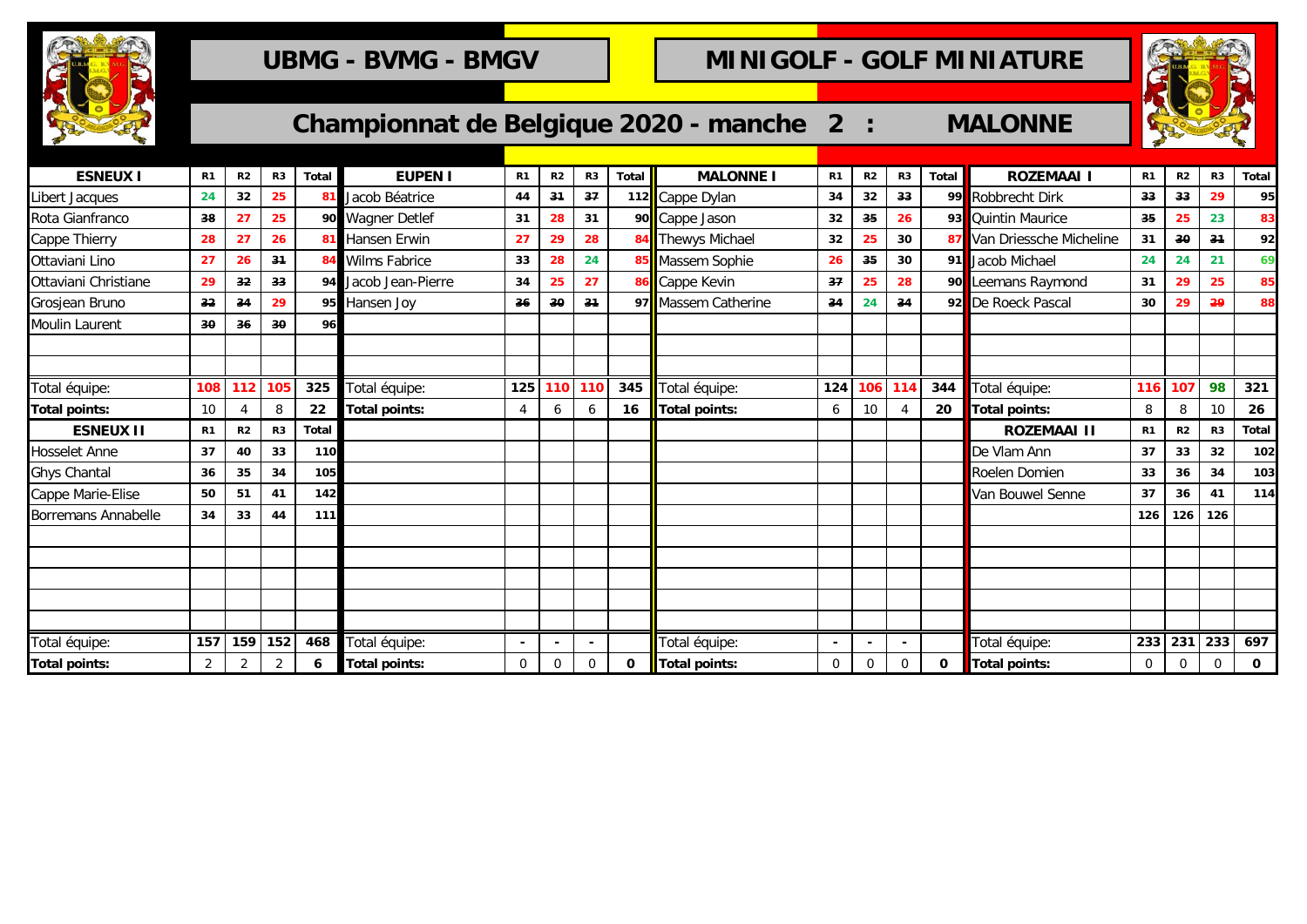# UBMG - BVMG - BMGV

# MINIGOLF - GOLF MINIATURE

## Championnat de Belgique 2020 - manche 2 : MALONNE

| ESNEUX I | R1 | R2 | R3 | Total | EUPEN I | R1 | R2 | R3 | Total | MALONNE I | R1 | R2 | R3 | Total | ROZEMAAI I | R1 | R2 | R3 | Total |
|---|---|---|---|---|---|---|---|---|---|---|---|---|---|---|---|---|---|---|---|
| Libert Jacques | 24 | 32 | 25 | 81 | Jacob Béatrice | 44 | 31 | 37 | 112 | Cappe Dylan | 34 | 32 | 33 | 99 | Robbrecht Dirk | 33 | 33 | 29 | 95 |
| Rota Gianfranco | 38 | 27 | 25 | 90 | Wagner Detlef | 31 | 28 | 31 | 90 | Cappe Jason | 32 | 35 | 26 | 93 | Quintin Maurice | 35 | 25 | 23 | 83 |
| Cappe Thierry | 28 | 27 | 26 | 81 | Hansen Erwin | 27 | 29 | 28 | 84 | Thewys Michael | 32 | 25 | 30 | 87 | Van Driessche Micheline | 31 | 30 | 31 | 92 |
| Ottaviani Lino | 27 | 26 | 31 | 84 | Wilms Fabrice | 33 | 28 | 24 | 85 | Massem Sophie | 26 | 35 | 30 | 91 | Jacob Michael | 24 | 24 | 21 | 69 |
| Ottaviani Christiane | 29 | 32 | 33 | 94 | Jacob Jean-Pierre | 34 | 25 | 27 | 86 | Cappe Kevin | 37 | 25 | 28 | 90 | Leemans Raymond | 31 | 29 | 25 | 85 |
| Grosjean Bruno | 32 | 34 | 29 | 95 | Hansen Joy | 36 | 30 | 31 | 97 | Massem Catherine | 34 | 24 | 34 | 92 | De Roeck Pascal | 30 | 29 | 29 | 88 |
| Moulin Laurent | 30 | 36 | 30 | 96 | | | | | | | | | | | | | | | |
| | | | | | | | | | | | | | | | | | | | |
| | | | | | | | | | | | | | | | | | | | |
| Total équipe: | 108 | 112 | 105 | 325 | Total équipe: | 125 | 110 | 110 | 345 | Total équipe: | 124 | 106 | 114 | 344 | Total équipe: | 116 | 107 | 98 | 321 |
| **Total points:** | 10 | 4 | 8 | **22** | **Total points:** | 4 | 6 | 6 | **16** | **Total points:** | 6 | 10 | 4 | **20** | **Total points:** | 8 | 8 | 10 | **26** |

| ESNEUX II | R1 | R2 | R3 | Total | | R1 | R2 | R3 | Total | | R1 | R2 | R3 | Total | ROZEMAAI II | R1 | R2 | R3 | Total |
|---|---|---|---|---|---|---|---|---|---|---|---|---|---|---|---|---|---|---|---|
| Hosselet Anne | 37 | 40 | 33 | 110 | | | | | | | | | | | De Vlam Ann | 37 | 33 | 32 | 102 |
| Ghys Chantal | 36 | 35 | 34 | 105 | | | | | | | | | | | Roelen Domien | 33 | 36 | 34 | 103 |
| Cappe Marie-Elise | 50 | 51 | 41 | 142 | | | | | | | | | | | Van Bouwel Senne | 37 | 36 | 41 | 114 |
| Borremans Annabelle | 34 | 33 | 44 | 111 | | | | | | | | | | | | 126 | 126 | 126 | |
| Total équipe: | 157 | 159 | 152 | 468 | Total équipe: | - | - | - | | Total équipe: | - | - | - | | Total équipe: | 233 | 231 | 233 | 697 |
| **Total points:** | 2 | 2 | 2 | **6** | **Total points:** | 0 | 0 | 0 | **0** | **Total points:** | 0 | 0 | 0 | **0** | **Total points:** | 0 | 0 | 0 | **0** |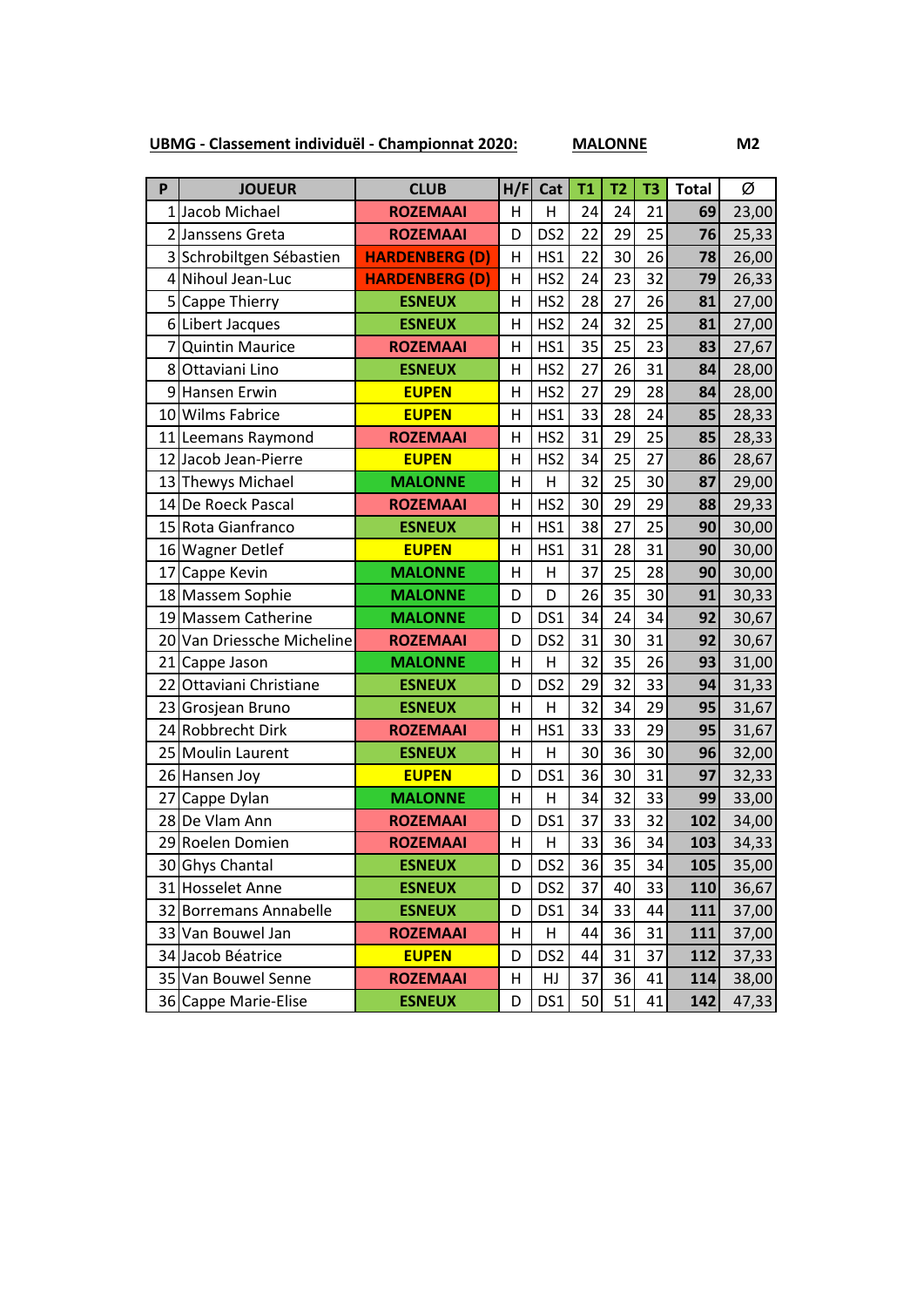**UBMG - Classement individuël - Championnat 2020:** **MALONNE** **M2**

| P | JOUEUR | CLUB | H/F | Cat | T1 | T2 | T3 | Total | Ø |
|---|---|---|---|---|---|---|---|---|---|
| 1 | Jacob Michael | ROZEMAAI | H | H | 24 | 24 | 21 | 69 | 23,00 |
| 2 | Janssens Greta | ROZEMAAI | D | DS2 | 22 | 29 | 25 | 76 | 25,33 |
| 3 | Schrobiltgen Sébastien | HARDENBERG (D) | H | HS1 | 22 | 30 | 26 | 78 | 26,00 |
| 4 | Nihoul Jean-Luc | HARDENBERG (D) | H | HS2 | 24 | 23 | 32 | 79 | 26,33 |
| 5 | Cappe Thierry | ESNEUX | H | HS2 | 28 | 27 | 26 | 81 | 27,00 |
| 6 | Libert Jacques | ESNEUX | H | HS2 | 24 | 32 | 25 | 81 | 27,00 |
| 7 | Quintin Maurice | ROZEMAAI | H | HS1 | 35 | 25 | 23 | 83 | 27,67 |
| 8 | Ottaviani Lino | ESNEUX | H | HS2 | 27 | 26 | 31 | 84 | 28,00 |
| 9 | Hansen Erwin | EUPEN | H | HS2 | 27 | 29 | 28 | 84 | 28,00 |
| 10 | Wilms Fabrice | EUPEN | H | HS1 | 33 | 28 | 24 | 85 | 28,33 |
| 11 | Leemans Raymond | ROZEMAAI | H | HS2 | 31 | 29 | 25 | 85 | 28,33 |
| 12 | Jacob Jean-Pierre | EUPEN | H | HS2 | 34 | 25 | 27 | 86 | 28,67 |
| 13 | Thewys Michael | MALONNE | H | H | 32 | 25 | 30 | 87 | 29,00 |
| 14 | De Roeck Pascal | ROZEMAAI | H | HS2 | 30 | 29 | 29 | 88 | 29,33 |
| 15 | Rota Gianfranco | ESNEUX | H | HS1 | 38 | 27 | 25 | 90 | 30,00 |
| 16 | Wagner Detlef | EUPEN | H | HS1 | 31 | 28 | 31 | 90 | 30,00 |
| 17 | Cappe Kevin | MALONNE | H | H | 37 | 25 | 28 | 90 | 30,00 |
| 18 | Massem Sophie | MALONNE | D | D | 26 | 35 | 30 | 91 | 30,33 |
| 19 | Massem Catherine | MALONNE | D | DS1 | 34 | 24 | 34 | 92 | 30,67 |
| 20 | Van Driessche Micheline | ROZEMAAI | D | DS2 | 31 | 30 | 31 | 92 | 30,67 |
| 21 | Cappe Jason | MALONNE | H | H | 32 | 35 | 26 | 93 | 31,00 |
| 22 | Ottaviani Christiane | ESNEUX | D | DS2 | 29 | 32 | 33 | 94 | 31,33 |
| 23 | Grosjean Bruno | ESNEUX | H | H | 32 | 34 | 29 | 95 | 31,67 |
| 24 | Robbrecht Dirk | ROZEMAAI | H | HS1 | 33 | 33 | 29 | 95 | 31,67 |
| 25 | Moulin Laurent | ESNEUX | H | H | 30 | 36 | 30 | 96 | 32,00 |
| 26 | Hansen Joy | EUPEN | D | DS1 | 36 | 30 | 31 | 97 | 32,33 |
| 27 | Cappe Dylan | MALONNE | H | H | 34 | 32 | 33 | 99 | 33,00 |
| 28 | De Vlam Ann | ROZEMAAI | D | DS1 | 37 | 33 | 32 | 102 | 34,00 |
| 29 | Roelen Domien | ROZEMAAI | H | H | 33 | 36 | 34 | 103 | 34,33 |
| 30 | Ghys Chantal | ESNEUX | D | DS2 | 36 | 35 | 34 | 105 | 35,00 |
| 31 | Hosselet Anne | ESNEUX | D | DS2 | 37 | 40 | 33 | 110 | 36,67 |
| 32 | Borremans Annabelle | ESNEUX | D | DS1 | 34 | 33 | 44 | 111 | 37,00 |
| 33 | Van Bouwel Jan | ROZEMAAI | H | H | 44 | 36 | 31 | 111 | 37,00 |
| 34 | Jacob Béatrice | EUPEN | D | DS2 | 44 | 31 | 37 | 112 | 37,33 |
| 35 | Van Bouwel Senne | ROZEMAAI | H | HJ | 37 | 36 | 41 | 114 | 38,00 |
| 36 | Cappe Marie-Elise | ESNEUX | D | DS1 | 50 | 51 | 41 | 142 | 47,33 |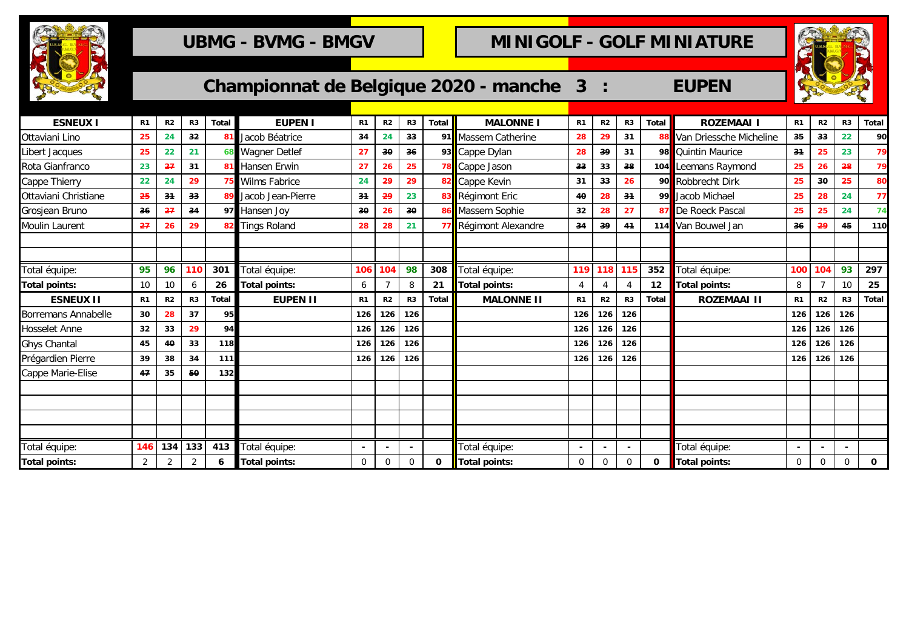# UBMG - BVMG - BMGV

# MINIGOLF - GOLF MINIATURE

## Championnat de Belgique 2020 - manche 3 : EUPEN

| ESNEUX I | R1 | R2 | R3 | Total | EUPEN I | R1 | R2 | R3 | Total | MALONNE I | R1 | R2 | R3 | Total | ROZEMAAI I | R1 | R2 | R3 | Total |
|---|---|---|---|---|---|---|---|---|---|---|---|---|---|---|---|---|---|---|---|
| Ottaviani Lino | 25 | 24 | 32 | 81 | Jacob Béatrice | 34 | 24 | 33 | 91 | Massem Catherine | 28 | 29 | 31 | 88 | Van Driessche Micheline | 35 | 33 | 22 | 90 |
| Libert Jacques | 25 | 22 | 21 | 68 | Wagner Detlef | 27 | 30 | 36 | 93 | Cappe Dylan | 28 | 39 | 31 | 98 | Quintin Maurice | 31 | 25 | 23 | 79 |
| Rota Gianfranco | 23 | 27 | 31 | 81 | Hansen Erwin | 27 | 26 | 25 | 78 | Cappe Jason | 33 | 33 | 38 | 104 | Leemans Raymond | 25 | 26 | 28 | 79 |
| Cappe Thierry | 22 | 24 | 29 | 75 | Wilms Fabrice | 24 | 29 | 29 | 82 | Cappe Kevin | 31 | 33 | 26 | 90 | Robbrecht Dirk | 25 | 30 | 25 | 80 |
| Ottaviani Christiane | 25 | 31 | 33 | 89 | Jacob Jean-Pierre | 31 | 29 | 23 | 83 | Régimont Eric | 40 | 28 | 31 | 99 | Jacob Michael | 25 | 28 | 24 | 77 |
| Grosjean Bruno | 36 | 27 | 34 | 97 | Hansen Joy | 30 | 26 | 30 | 86 | Massem Sophie | 32 | 28 | 27 | 87 | De Roeck Pascal | 25 | 25 | 24 | 74 |
| Moulin Laurent | 27 | 26 | 29 | 82 | Tings Roland | 28 | 28 | 21 | 77 | Régimont Alexandre | 34 | 39 | 41 | 114 | Van Bouwel Jan | 36 | 29 | 45 | 110 |
| | | | | | | | | | | | | | | | | | | | |
| | | | | | | | | | | | | | | | | | | | |
| Total équipe: | 95 | 96 | 110 | 301 | Total équipe: | 106 | 104 | 98 | 308 | Total équipe: | 119 | 118 | 115 | 352 | Total équipe: | 100 | 104 | 93 | 297 |
| **Total points:** | 10 | 10 | 6 | **26** | **Total points:** | 6 | 7 | 8 | **21** | **Total points:** | 4 | 4 | 4 | **12** | **Total points:** | 8 | 7 | 10 | **25** |

| ESNEUX II | R1 | R2 | R3 | Total | EUPEN II | R1 | R2 | R3 | Total | MALONNE II | R1 | R2 | R3 | Total | ROZEMAAI II | R1 | R2 | R3 | Total |
|---|---|---|---|---|---|---|---|---|---|---|---|---|---|---|---|---|---|---|---|
| Borremans Annabelle | 30 | 28 | 37 | 95 | | 126 | 126 | 126 | | | 126 | 126 | 126 | | | 126 | 126 | 126 | |
| Hosselet Anne | 32 | 33 | 29 | 94 | | 126 | 126 | 126 | | | 126 | 126 | 126 | | | 126 | 126 | 126 | |
| Ghys Chantal | 45 | 40 | 33 | 118 | | 126 | 126 | 126 | | | 126 | 126 | 126 | | | 126 | 126 | 126 | |
| Prégardien Pierre | 39 | 38 | 34 | 111 | | 126 | 126 | 126 | | | 126 | 126 | 126 | | | 126 | 126 | 126 | |
| Cappe Marie-Elise | 47 | 35 | 50 | 132 | | | | | | | | | | | | | | | |
| | | | | | | | | | | | | | | | | | | | |
| | | | | | | | | | | | | | | | | | | | |
| | | | | | | | | | | | | | | | | | | | |
| | | | | | | | | | | | | | | | | | | | |
| Total équipe: | 146 | 134 | 133 | 413 | Total équipe: | - | - | - | | Total équipe: | - | - | - | | Total équipe: | - | - | - | |
| **Total points:** | 2 | 2 | 2 | **6** | **Total points:** | 0 | 0 | 0 | **0** | **Total points:** | 0 | 0 | 0 | **0** | **Total points:** | 0 | 0 | 0 | **0** |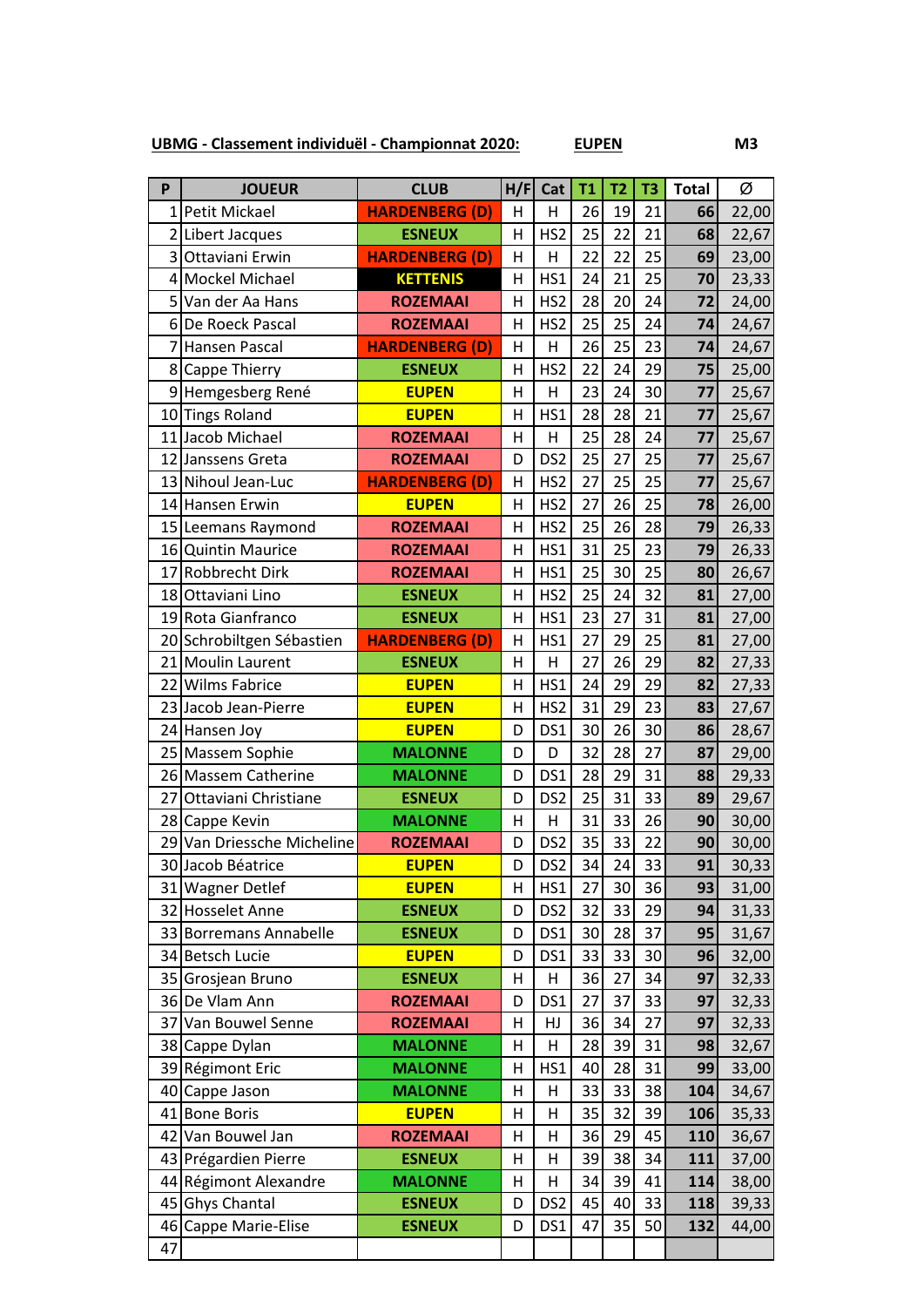**UBMG - Classement individuël - Championnat 2020:** **EUPEN** **M3**

| P | JOUEUR | CLUB | H/F | Cat | T1 | T2 | T3 | Total | Ø |
|---|---|---|---|---|---|---|---|---|---|
| 1 | Petit Mickael | HARDENBERG (D) | H | H | 26 | 19 | 21 | 66 | 22,00 |
| 2 | Libert Jacques | ESNEUX | H | HS2 | 25 | 22 | 21 | 68 | 22,67 |
| 3 | Ottaviani Erwin | HARDENBERG (D) | H | H | 22 | 22 | 25 | 69 | 23,00 |
| 4 | Mockel Michael | KETTENIS | H | HS1 | 24 | 21 | 25 | 70 | 23,33 |
| 5 | Van der Aa Hans | ROZEMAAI | H | HS2 | 28 | 20 | 24 | 72 | 24,00 |
| 6 | De Roeck Pascal | ROZEMAAI | H | HS2 | 25 | 25 | 24 | 74 | 24,67 |
| 7 | Hansen Pascal | HARDENBERG (D) | H | H | 26 | 25 | 23 | 74 | 24,67 |
| 8 | Cappe Thierry | ESNEUX | H | HS2 | 22 | 24 | 29 | 75 | 25,00 |
| 9 | Hemgesberg René | EUPEN | H | H | 23 | 24 | 30 | 77 | 25,67 |
| 10 | Tings Roland | EUPEN | H | HS1 | 28 | 28 | 21 | 77 | 25,67 |
| 11 | Jacob Michael | ROZEMAAI | H | H | 25 | 28 | 24 | 77 | 25,67 |
| 12 | Janssens Greta | ROZEMAAI | D | DS2 | 25 | 27 | 25 | 77 | 25,67 |
| 13 | Nihoul Jean-Luc | HARDENBERG (D) | H | HS2 | 27 | 25 | 25 | 77 | 25,67 |
| 14 | Hansen Erwin | EUPEN | H | HS2 | 27 | 26 | 25 | 78 | 26,00 |
| 15 | Leemans Raymond | ROZEMAAI | H | HS2 | 25 | 26 | 28 | 79 | 26,33 |
| 16 | Quintin Maurice | ROZEMAAI | H | HS1 | 31 | 25 | 23 | 79 | 26,33 |
| 17 | Robbrecht Dirk | ROZEMAAI | H | HS1 | 25 | 30 | 25 | 80 | 26,67 |
| 18 | Ottaviani Lino | ESNEUX | H | HS2 | 25 | 24 | 32 | 81 | 27,00 |
| 19 | Rota Gianfranco | ESNEUX | H | HS1 | 23 | 27 | 31 | 81 | 27,00 |
| 20 | Schrobiltgen Sébastien | HARDENBERG (D) | H | HS1 | 27 | 29 | 25 | 81 | 27,00 |
| 21 | Moulin Laurent | ESNEUX | H | H | 27 | 26 | 29 | 82 | 27,33 |
| 22 | Wilms Fabrice | EUPEN | H | HS1 | 24 | 29 | 29 | 82 | 27,33 |
| 23 | Jacob Jean-Pierre | EUPEN | H | HS2 | 31 | 29 | 23 | 83 | 27,67 |
| 24 | Hansen Joy | EUPEN | D | DS1 | 30 | 26 | 30 | 86 | 28,67 |
| 25 | Massem Sophie | MALONNE | D | D | 32 | 28 | 27 | 87 | 29,00 |
| 26 | Massem Catherine | MALONNE | D | DS1 | 28 | 29 | 31 | 88 | 29,33 |
| 27 | Ottaviani Christiane | ESNEUX | D | DS2 | 25 | 31 | 33 | 89 | 29,67 |
| 28 | Cappe Kevin | MALONNE | H | H | 31 | 33 | 26 | 90 | 30,00 |
| 29 | Van Driessche Micheline | ROZEMAAI | D | DS2 | 35 | 33 | 22 | 90 | 30,00 |
| 30 | Jacob Béatrice | EUPEN | D | DS2 | 34 | 24 | 33 | 91 | 30,33 |
| 31 | Wagner Detlef | EUPEN | H | HS1 | 27 | 30 | 36 | 93 | 31,00 |
| 32 | Hosselet Anne | ESNEUX | D | DS2 | 32 | 33 | 29 | 94 | 31,33 |
| 33 | Borremans Annabelle | ESNEUX | D | DS1 | 30 | 28 | 37 | 95 | 31,67 |
| 34 | Betsch Lucie | EUPEN | D | DS1 | 33 | 33 | 30 | 96 | 32,00 |
| 35 | Grosjean Bruno | ESNEUX | H | H | 36 | 27 | 34 | 97 | 32,33 |
| 36 | De Vlam Ann | ROZEMAAI | D | DS1 | 27 | 37 | 33 | 97 | 32,33 |
| 37 | Van Bouwel Senne | ROZEMAAI | H | HJ | 36 | 34 | 27 | 97 | 32,33 |
| 38 | Cappe Dylan | MALONNE | H | H | 28 | 39 | 31 | 98 | 32,67 |
| 39 | Régimont Eric | MALONNE | H | HS1 | 40 | 28 | 31 | 99 | 33,00 |
| 40 | Cappe Jason | MALONNE | H | H | 33 | 33 | 38 | 104 | 34,67 |
| 41 | Bone Boris | EUPEN | H | H | 35 | 32 | 39 | 106 | 35,33 |
| 42 | Van Bouwel Jan | ROZEMAAI | H | H | 36 | 29 | 45 | 110 | 36,67 |
| 43 | Prégardien Pierre | ESNEUX | H | H | 39 | 38 | 34 | 111 | 37,00 |
| 44 | Régimont Alexandre | MALONNE | H | H | 34 | 39 | 41 | 114 | 38,00 |
| 45 | Ghys Chantal | ESNEUX | D | DS2 | 45 | 40 | 33 | 118 | 39,33 |
| 46 | Cappe Marie-Elise | ESNEUX | D | DS1 | 47 | 35 | 50 | 132 | 44,00 |
| 47 | | | | | | | | | |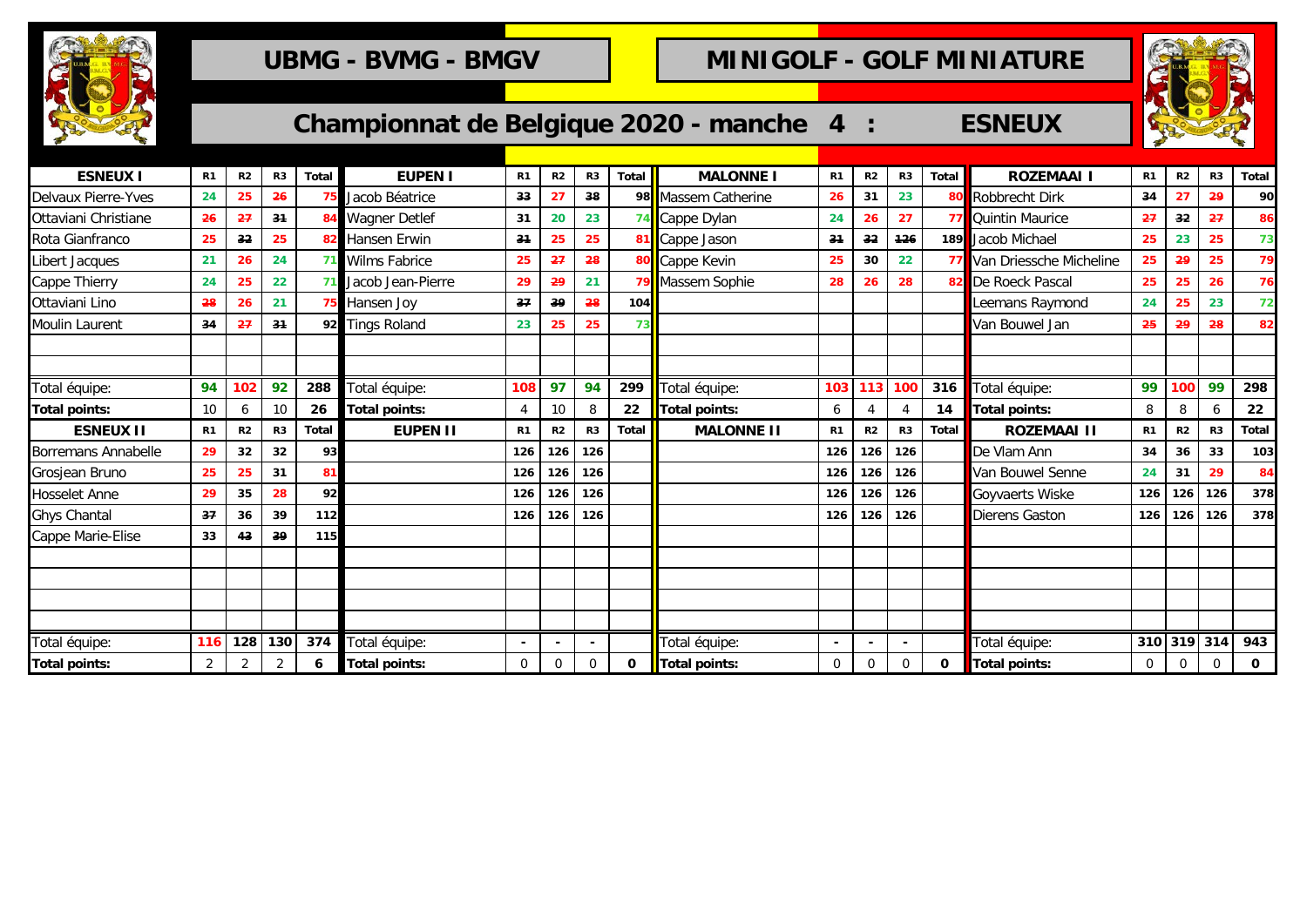# UBMG - BVMG - BMGV

# MINIGOLF - GOLF MINIATURE

## Championnat de Belgique 2020 - manche 4 : ESNEUX

| ESNEUX I | R1 | R2 | R3 | Total |
|---|---|---|---|---|
| Delvaux Pierre-Yves | 24 | 25 | 26 | 75 |
| Ottaviani Christiane | 26 | 27 | 31 | 84 |
| Rota Gianfranco | 25 | 32 | 25 | 82 |
| Libert Jacques | 21 | 26 | 24 | 71 |
| Cappe Thierry | 24 | 25 | 22 | 71 |
| Ottaviani Lino | 28 | 26 | 21 | 75 |
| Moulin Laurent | 34 | 27 | 31 | 92 |
| Total équipe: | 94 | 102 | 92 | 288 |
| **Total points:** | 10 | 6 | 10 | 26 |

| EUPEN I | R1 | R2 | R3 | Total |
|---|---|---|---|---|
| Jacob Béatrice | 33 | 27 | 38 | 98 |
| Wagner Detlef | 31 | 20 | 23 | 74 |
| Hansen Erwin | 31 | 25 | 25 | 81 |
| Wilms Fabrice | 25 | 27 | 28 | 80 |
| Jacob Jean-Pierre | 29 | 29 | 21 | 79 |
| Hansen Joy | 37 | 39 | 28 | 104 |
| Tings Roland | 23 | 25 | 25 | 73 |
| Total équipe: | 108 | 97 | 94 | 299 |
| **Total points:** | 4 | 10 | 8 | 22 |

| MALONNE I | R1 | R2 | R3 | Total |
|---|---|---|---|---|
| Massem Catherine | 26 | 31 | 23 | 80 |
| Cappe Dylan | 24 | 26 | 27 | 77 |
| Cappe Jason | 31 | 32 | 126 | 189 |
| Cappe Kevin | 25 | 30 | 22 | 77 |
| Massem Sophie | 28 | 26 | 28 | 82 |
| Total équipe: | 103 | 113 | 100 | 316 |
| **Total points:** | 6 | 4 | 4 | 14 |

| ROZEMAAI I | R1 | R2 | R3 | Total |
|---|---|---|---|---|
| Robbrecht Dirk | 34 | 27 | 29 | 90 |
| Quintin Maurice | 27 | 32 | 27 | 86 |
| Jacob Michael | 25 | 23 | 25 | 73 |
| Van Driessche Micheline | 25 | 29 | 25 | 79 |
| De Roeck Pascal | 25 | 25 | 26 | 76 |
| Leemans Raymond | 24 | 25 | 23 | 72 |
| Van Bouwel Jan | 25 | 29 | 28 | 82 |
| Total équipe: | 99 | 100 | 99 | 298 |
| **Total points:** | 8 | 8 | 6 | 22 |

| ESNEUX II | R1 | R2 | R3 | Total |
|---|---|---|---|---|
| Borremans Annabelle | 29 | 32 | 32 | 93 |
| Grosjean Bruno | 25 | 25 | 31 | 81 |
| Hosselet Anne | 29 | 35 | 28 | 92 |
| Ghys Chantal | 37 | 36 | 39 | 112 |
| Cappe Marie-Elise | 33 | 43 | 39 | 115 |
| Total équipe: | 116 | 128 | 130 | 374 |
| **Total points:** | 2 | 2 | 2 | 6 |

| EUPEN II | R1 | R2 | R3 | Total |
|---|---|---|---|---|
| | 126 | 126 | 126 | |
| | 126 | 126 | 126 | |
| | 126 | 126 | 126 | |
| | 126 | 126 | 126 | |
| Total équipe: | - | - | - | |
| **Total points:** | 0 | 0 | 0 | 0 |

| MALONNE II | R1 | R2 | R3 | Total |
|---|---|---|---|---|
| | 126 | 126 | 126 | |
| | 126 | 126 | 126 | |
| | 126 | 126 | 126 | |
| | 126 | 126 | 126 | |
| Total équipe: | - | - | - | |
| **Total points:** | 0 | 0 | 0 | 0 |

| ROZEMAAI II | R1 | R2 | R3 | Total |
|---|---|---|---|---|
| De Vlam Ann | 34 | 36 | 33 | 103 |
| Van Bouwel Senne | 24 | 31 | 29 | 84 |
| Goyvaerts Wiske | 126 | 126 | 126 | 378 |
| Dierens Gaston | 126 | 126 | 126 | 378 |
| Total équipe: | 310 | 319 | 314 | 943 |
| **Total points:** | 0 | 0 | 0 | 0 |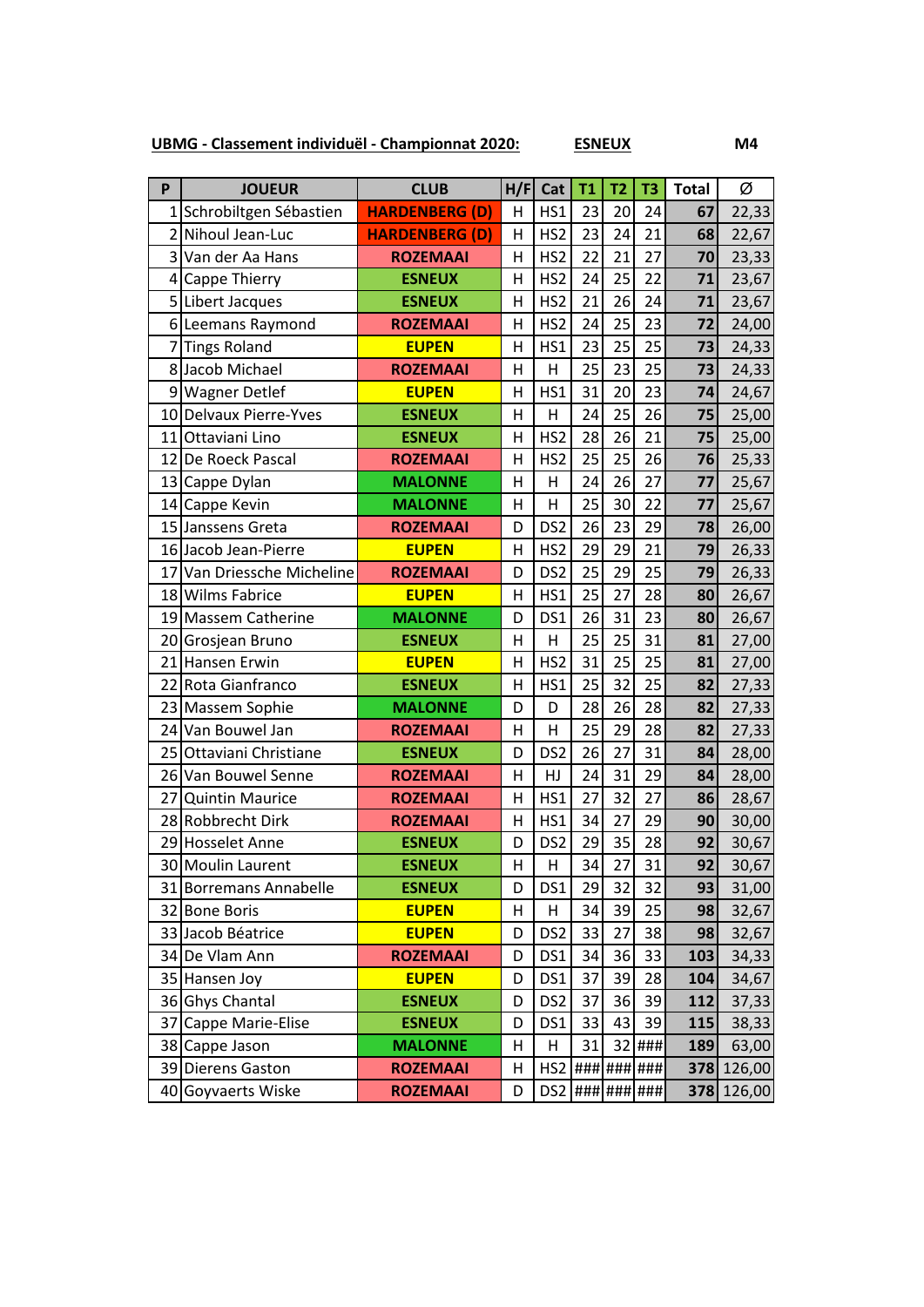**UBMG - Classement individuël - Championnat 2020:** **ESNEUX** **M4**

| P | JOUEUR | CLUB | H/F | Cat | T1 | T2 | T3 | Total | Ø |
|---|---|---|---|---|---|---|---|---|---|
| 1 | Schrobiltgen Sébastien | HARDENBERG (D) | H | HS1 | 23 | 20 | 24 | 67 | 22,33 |
| 2 | Nihoul Jean-Luc | HARDENBERG (D) | H | HS2 | 23 | 24 | 21 | 68 | 22,67 |
| 3 | Van der Aa Hans | ROZEMAAI | H | HS2 | 22 | 21 | 27 | 70 | 23,33 |
| 4 | Cappe Thierry | ESNEUX | H | HS2 | 24 | 25 | 22 | 71 | 23,67 |
| 5 | Libert Jacques | ESNEUX | H | HS2 | 21 | 26 | 24 | 71 | 23,67 |
| 6 | Leemans Raymond | ROZEMAAI | H | HS2 | 24 | 25 | 23 | 72 | 24,00 |
| 7 | Tings Roland | EUPEN | H | HS1 | 23 | 25 | 25 | 73 | 24,33 |
| 8 | Jacob Michael | ROZEMAAI | H | H | 25 | 23 | 25 | 73 | 24,33 |
| 9 | Wagner Detlef | EUPEN | H | HS1 | 31 | 20 | 23 | 74 | 24,67 |
| 10 | Delvaux Pierre-Yves | ESNEUX | H | H | 24 | 25 | 26 | 75 | 25,00 |
| 11 | Ottaviani Lino | ESNEUX | H | HS2 | 28 | 26 | 21 | 75 | 25,00 |
| 12 | De Roeck Pascal | ROZEMAAI | H | HS2 | 25 | 25 | 26 | 76 | 25,33 |
| 13 | Cappe Dylan | MALONNE | H | H | 24 | 26 | 27 | 77 | 25,67 |
| 14 | Cappe Kevin | MALONNE | H | H | 25 | 30 | 22 | 77 | 25,67 |
| 15 | Janssens Greta | ROZEMAAI | D | DS2 | 26 | 23 | 29 | 78 | 26,00 |
| 16 | Jacob Jean-Pierre | EUPEN | H | HS2 | 29 | 29 | 21 | 79 | 26,33 |
| 17 | Van Driessche Micheline | ROZEMAAI | D | DS2 | 25 | 29 | 25 | 79 | 26,33 |
| 18 | Wilms Fabrice | EUPEN | H | HS1 | 25 | 27 | 28 | 80 | 26,67 |
| 19 | Massem Catherine | MALONNE | D | DS1 | 26 | 31 | 23 | 80 | 26,67 |
| 20 | Grosjean Bruno | ESNEUX | H | H | 25 | 25 | 31 | 81 | 27,00 |
| 21 | Hansen Erwin | EUPEN | H | HS2 | 31 | 25 | 25 | 81 | 27,00 |
| 22 | Rota Gianfranco | ESNEUX | H | HS1 | 25 | 32 | 25 | 82 | 27,33 |
| 23 | Massem Sophie | MALONNE | D | D | 28 | 26 | 28 | 82 | 27,33 |
| 24 | Van Bouwel Jan | ROZEMAAI | H | H | 25 | 29 | 28 | 82 | 27,33 |
| 25 | Ottaviani Christiane | ESNEUX | D | DS2 | 26 | 27 | 31 | 84 | 28,00 |
| 26 | Van Bouwel Senne | ROZEMAAI | H | HJ | 24 | 31 | 29 | 84 | 28,00 |
| 27 | Quintin Maurice | ROZEMAAI | H | HS1 | 27 | 32 | 27 | 86 | 28,67 |
| 28 | Robbrecht Dirk | ROZEMAAI | H | HS1 | 34 | 27 | 29 | 90 | 30,00 |
| 29 | Hosselet Anne | ESNEUX | D | DS2 | 29 | 35 | 28 | 92 | 30,67 |
| 30 | Moulin Laurent | ESNEUX | H | H | 34 | 27 | 31 | 92 | 30,67 |
| 31 | Borremans Annabelle | ESNEUX | D | DS1 | 29 | 32 | 32 | 93 | 31,00 |
| 32 | Bone Boris | EUPEN | H | H | 34 | 39 | 25 | 98 | 32,67 |
| 33 | Jacob Béatrice | EUPEN | D | DS2 | 33 | 27 | 38 | 98 | 32,67 |
| 34 | De Vlam Ann | ROZEMAAI | D | DS1 | 34 | 36 | 33 | 103 | 34,33 |
| 35 | Hansen Joy | EUPEN | D | DS1 | 37 | 39 | 28 | 104 | 34,67 |
| 36 | Ghys Chantal | ESNEUX | D | DS2 | 37 | 36 | 39 | 112 | 37,33 |
| 37 | Cappe Marie-Elise | ESNEUX | D | DS1 | 33 | 43 | 39 | 115 | 38,33 |
| 38 | Cappe Jason | MALONNE | H | H | 31 | 32 | ### | 189 | 63,00 |
| 39 | Dierens Gaston | ROZEMAAI | H | HS2 | ### | ### | ### | 378 | 126,00 |
| 40 | Goyvaerts Wiske | ROZEMAAI | D | DS2 | ### | ### | ### | 378 | 126,00 |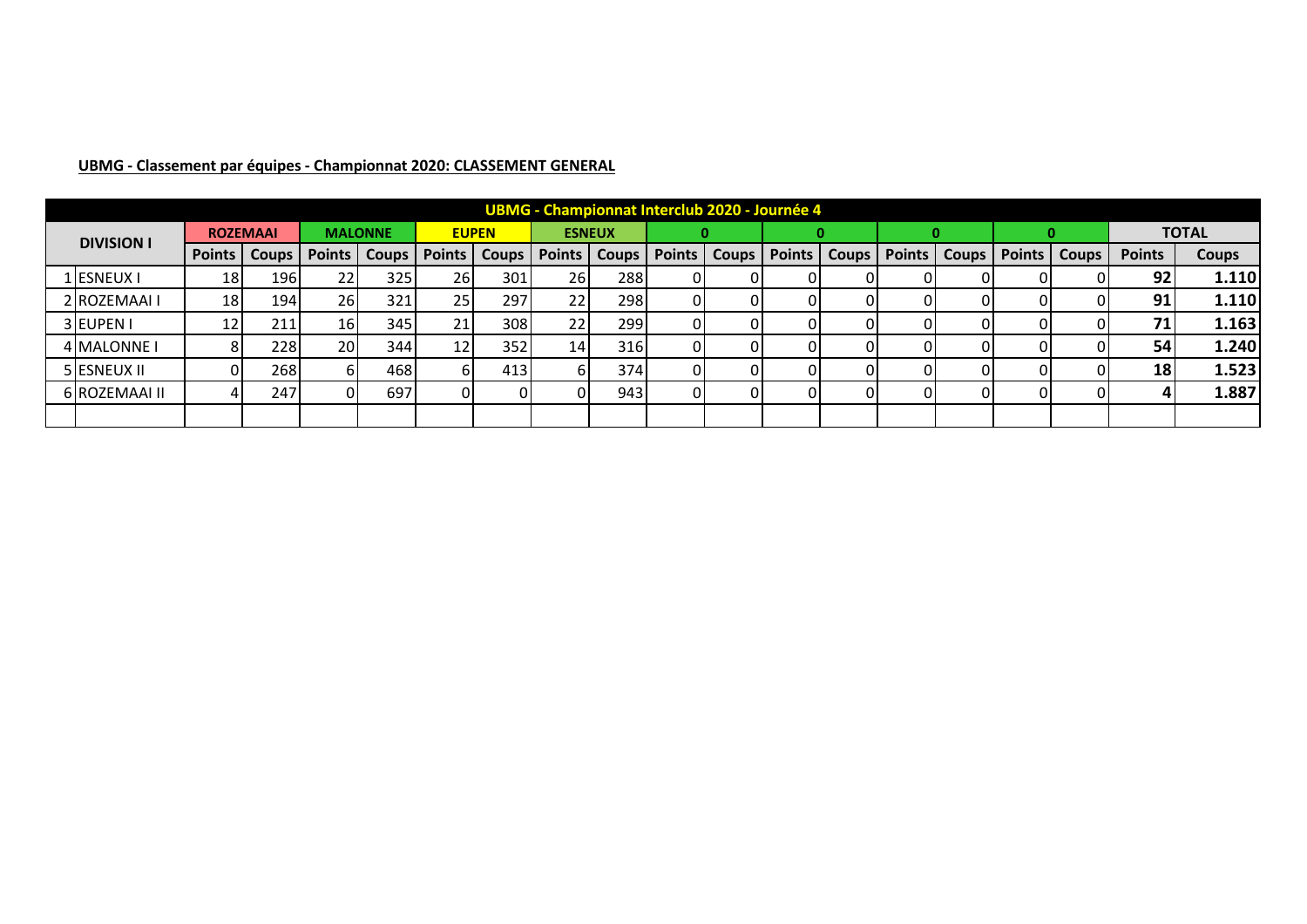**UBMG - Classement par équipes - Championnat 2020: CLASSEMENT GENERAL**

| UBMG - Championnat Interclub 2020 - Journée 4 | | | | | | | | | | | | | | | | | | | |
|---|---|---|---|---|---|---|---|---|---|---|---|---|---|---|---|---|---|---|---|
| DIVISION I | | ROZEMAAI | | MALONNE | | EUPEN | | ESNEUX | | 0 | | 0 | | 0 | | 0 | | TOTAL | |
| | | Points | Coups | Points | Coups | Points | Coups | Points | Coups | Points | Coups | Points | Coups | Points | Coups | Points | Coups | Points | Coups |
| 1 | ESNEUX I | 18 | 196 | 22 | 325 | 26 | 301 | 26 | 288 | 0 | 0 | 0 | 0 | 0 | 0 | 0 | 0 | **92** | **1.110** |
| 2 | ROZEMAAI I | 18 | 194 | 26 | 321 | 25 | 297 | 22 | 298 | 0 | 0 | 0 | 0 | 0 | 0 | 0 | 0 | **91** | **1.110** |
| 3 | EUPEN I | 12 | 211 | 16 | 345 | 21 | 308 | 22 | 299 | 0 | 0 | 0 | 0 | 0 | 0 | 0 | 0 | **71** | **1.163** |
| 4 | MALONNE I | 8 | 228 | 20 | 344 | 12 | 352 | 14 | 316 | 0 | 0 | 0 | 0 | 0 | 0 | 0 | 0 | **54** | **1.240** |
| 5 | ESNEUX II | 0 | 268 | 6 | 468 | 6 | 413 | 6 | 374 | 0 | 0 | 0 | 0 | 0 | 0 | 0 | 0 | **18** | **1.523** |
| 6 | ROZEMAAI II | 4 | 247 | 0 | 697 | 0 | 0 | 0 | 943 | 0 | 0 | 0 | 0 | 0 | 0 | 0 | 0 | **4** | **1.887** |
| | | | | | | | | | | | | | | | | | | | |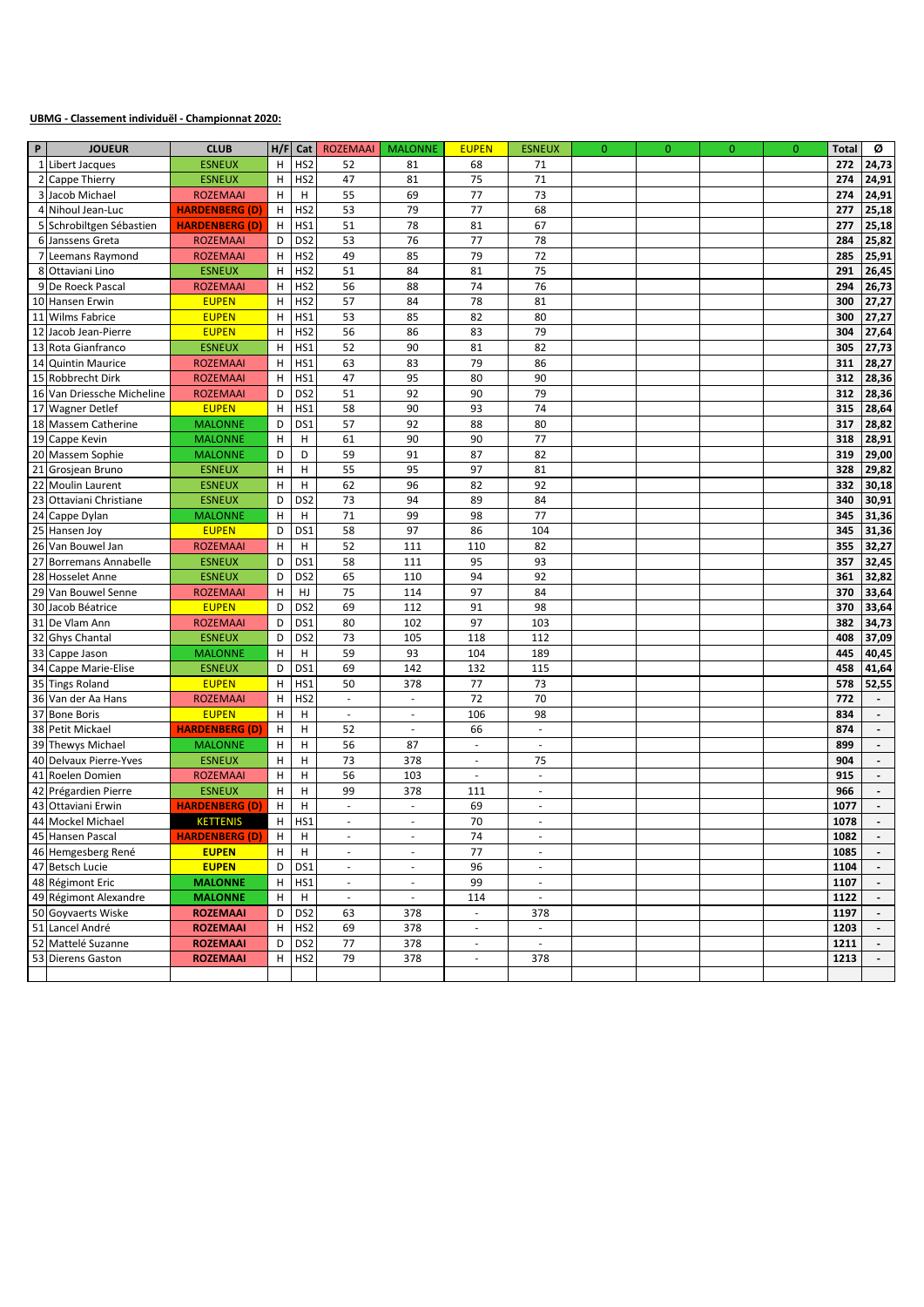**UBMG - Classement individuël - Championnat 2020:**

| P | JOUEUR | CLUB | H/F | Cat | ROZEMAAI | MALONNE | EUPEN | ESNEUX | 0 | 0 | 0 | 0 | Total | Ø |
|---|---|---|---|---|---|---|---|---|---|---|---|---|---|---|
| 1 | Libert Jacques | ESNEUX | H | HS2 | 52 | 81 | 68 | 71 | | | | | 272 | 24,73 |
| 2 | Cappe Thierry | ESNEUX | H | HS2 | 47 | 81 | 75 | 71 | | | | | 274 | 24,91 |
| 3 | Jacob Michael | ROZEMAAI | H | H | 55 | 69 | 77 | 73 | | | | | 274 | 24,91 |
| 4 | Nihoul Jean-Luc | HARDENBERG (D) | H | HS2 | 53 | 79 | 77 | 68 | | | | | 277 | 25,18 |
| 5 | Schrobiltgen Sébastien | HARDENBERG (D) | H | HS1 | 51 | 78 | 81 | 67 | | | | | 277 | 25,18 |
| 6 | Janssens Greta | ROZEMAAI | D | DS2 | 53 | 76 | 77 | 78 | | | | | 284 | 25,82 |
| 7 | Leemans Raymond | ROZEMAAI | H | HS2 | 49 | 85 | 79 | 72 | | | | | 285 | 25,91 |
| 8 | Ottaviani Lino | ESNEUX | H | HS2 | 51 | 84 | 81 | 75 | | | | | 291 | 26,45 |
| 9 | De Roeck Pascal | ROZEMAAI | H | HS2 | 56 | 88 | 74 | 76 | | | | | 294 | 26,73 |
| 10 | Hansen Erwin | EUPEN | H | HS2 | 57 | 84 | 78 | 81 | | | | | 300 | 27,27 |
| 11 | Wilms Fabrice | EUPEN | H | HS1 | 53 | 85 | 82 | 80 | | | | | 300 | 27,27 |
| 12 | Jacob Jean-Pierre | EUPEN | H | HS2 | 56 | 86 | 83 | 79 | | | | | 304 | 27,64 |
| 13 | Rota Gianfranco | ESNEUX | H | HS1 | 52 | 90 | 81 | 82 | | | | | 305 | 27,73 |
| 14 | Quintin Maurice | ROZEMAAI | H | HS1 | 63 | 83 | 79 | 86 | | | | | 311 | 28,27 |
| 15 | Robbrecht Dirk | ROZEMAAI | H | HS1 | 47 | 95 | 80 | 90 | | | | | 312 | 28,36 |
| 16 | Van Driessche Micheline | ROZEMAAI | D | DS2 | 51 | 92 | 90 | 79 | | | | | 312 | 28,36 |
| 17 | Wagner Detlef | EUPEN | H | HS1 | 58 | 90 | 93 | 74 | | | | | 315 | 28,64 |
| 18 | Massem Catherine | MALONNE | D | DS1 | 57 | 92 | 88 | 80 | | | | | 317 | 28,82 |
| 19 | Cappe Kevin | MALONNE | H | H | 61 | 90 | 90 | 77 | | | | | 318 | 28,91 |
| 20 | Massem Sophie | MALONNE | D | D | 59 | 91 | 87 | 82 | | | | | 319 | 29,00 |
| 21 | Grosjean Bruno | ESNEUX | H | H | 55 | 95 | 97 | 81 | | | | | 328 | 29,82 |
| 22 | Moulin Laurent | ESNEUX | H | H | 62 | 96 | 82 | 92 | | | | | 332 | 30,18 |
| 23 | Ottaviani Christiane | ESNEUX | D | DS2 | 73 | 94 | 89 | 84 | | | | | 340 | 30,91 |
| 24 | Cappe Dylan | MALONNE | H | H | 71 | 99 | 98 | 77 | | | | | 345 | 31,36 |
| 25 | Hansen Joy | EUPEN | D | DS1 | 58 | 97 | 86 | 104 | | | | | 345 | 31,36 |
| 26 | Van Bouwel Jan | ROZEMAAI | H | H | 52 | 111 | 110 | 82 | | | | | 355 | 32,27 |
| 27 | Borremans Annabelle | ESNEUX | D | DS1 | 58 | 111 | 95 | 93 | | | | | 357 | 32,45 |
| 28 | Hosselet Anne | ESNEUX | D | DS2 | 65 | 110 | 94 | 92 | | | | | 361 | 32,82 |
| 29 | Van Bouwel Senne | ROZEMAAI | H | HJ | 75 | 114 | 97 | 84 | | | | | 370 | 33,64 |
| 30 | Jacob Béatrice | EUPEN | D | DS2 | 69 | 112 | 91 | 98 | | | | | 370 | 33,64 |
| 31 | De Vlam Ann | ROZEMAAI | D | DS1 | 80 | 102 | 97 | 103 | | | | | 382 | 34,73 |
| 32 | Ghys Chantal | ESNEUX | D | DS2 | 73 | 105 | 118 | 112 | | | | | 408 | 37,09 |
| 33 | Cappe Jason | MALONNE | H | H | 59 | 93 | 104 | 189 | | | | | 445 | 40,45 |
| 34 | Cappe Marie-Elise | ESNEUX | D | DS1 | 69 | 142 | 132 | 115 | | | | | 458 | 41,64 |
| 35 | Tings Roland | EUPEN | H | HS1 | 50 | 378 | 77 | 73 | | | | | 578 | 52,55 |
| 36 | Van der Aa Hans | ROZEMAAI | H | HS2 | - | - | 72 | 70 | | | | | 772 | - |
| 37 | Bone Boris | EUPEN | H | H | - | - | 106 | 98 | | | | | 834 | - |
| 38 | Petit Mickael | HARDENBERG (D) | H | H | 52 | - | 66 | - | | | | | 874 | - |
| 39 | Thewys Michael | MALONNE | H | H | 56 | 87 | - | - | | | | | 899 | - |
| 40 | Delvaux Pierre-Yves | ESNEUX | H | H | 73 | 378 | - | 75 | | | | | 904 | - |
| 41 | Roelen Domien | ROZEMAAI | H | H | 56 | 103 | - | - | | | | | 915 | - |
| 42 | Prégardien Pierre | ESNEUX | H | H | 99 | 378 | 111 | - | | | | | 966 | - |
| 43 | Ottaviani Erwin | HARDENBERG (D) | H | H | - | - | 69 | - | | | | | 1077 | - |
| 44 | Mockel Michael | KETTENIS | H | HS1 | - | - | 70 | - | | | | | 1078 | - |
| 45 | Hansen Pascal | HARDENBERG (D) | H | H | - | - | 74 | - | | | | | 1082 | - |
| 46 | Hemgesberg René | EUPEN | H | H | - | - | 77 | - | | | | | 1085 | - |
| 47 | Betsch Lucie | EUPEN | D | DS1 | - | - | 96 | - | | | | | 1104 | - |
| 48 | Régimont Eric | MALONNE | H | HS1 | - | - | 99 | - | | | | | 1107 | - |
| 49 | Régimont Alexandre | MALONNE | H | H | - | - | 114 | - | | | | | 1122 | - |
| 50 | Goyvaerts Wiske | ROZEMAAI | D | DS2 | 63 | 378 | - | 378 | | | | | 1197 | - |
| 51 | Lancel André | ROZEMAAI | H | HS2 | 69 | 378 | - | - | | | | | 1203 | - |
| 52 | Mattelé Suzanne | ROZEMAAI | D | DS2 | 77 | 378 | - | - | | | | | 1211 | - |
| 53 | Dierens Gaston | ROZEMAAI | H | HS2 | 79 | 378 | - | 378 | | | | | 1213 | - |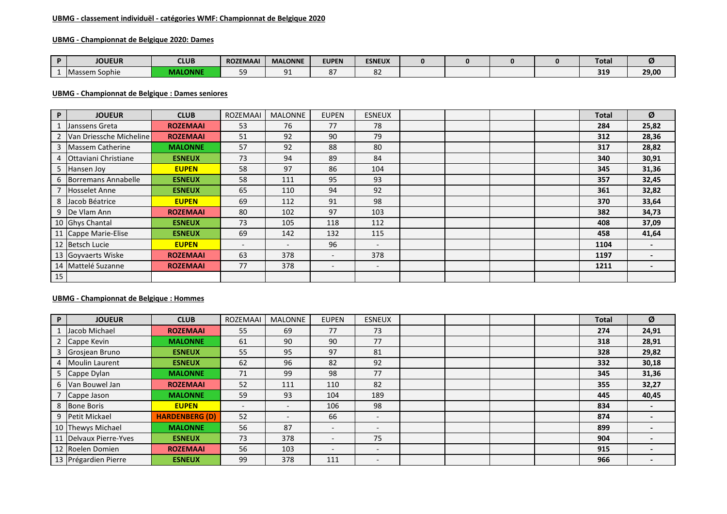**UBMG - classement individuël - catégories WMF: Championnat de Belgique 2020**

**UBMG - Championnat de Belgique 2020: Dames**

| P | JOUEUR | CLUB | ROZEMAAI | MALONNE | EUPEN | ESNEUX | 0 | 0 | 0 | 0 | Total | Ø |
|---|---|---|---|---|---|---|---|---|---|---|---|---|
| 1 | Massem Sophie | MALONNE | 59 | 91 | 87 | 82 | | | | | 319 | 29,00 |

**UBMG - Championnat de Belgique : Dames seniores**

| P | JOUEUR | CLUB | ROZEMAAI | MALONNE | EUPEN | ESNEUX | | | | | Total | Ø |
|---|---|---|---|---|---|---|---|---|---|---|---|---|
| 1 | Janssens Greta | ROZEMAAI | 53 | 76 | 77 | 78 | | | | | 284 | 25,82 |
| 2 | Van Driessche Micheline | ROZEMAAI | 51 | 92 | 90 | 79 | | | | | 312 | 28,36 |
| 3 | Massem Catherine | MALONNE | 57 | 92 | 88 | 80 | | | | | 317 | 28,82 |
| 4 | Ottaviani Christiane | ESNEUX | 73 | 94 | 89 | 84 | | | | | 340 | 30,91 |
| 5 | Hansen Joy | EUPEN | 58 | 97 | 86 | 104 | | | | | 345 | 31,36 |
| 6 | Borremans Annabelle | ESNEUX | 58 | 111 | 95 | 93 | | | | | 357 | 32,45 |
| 7 | Hosselet Anne | ESNEUX | 65 | 110 | 94 | 92 | | | | | 361 | 32,82 |
| 8 | Jacob Béatrice | EUPEN | 69 | 112 | 91 | 98 | | | | | 370 | 33,64 |
| 9 | De Vlam Ann | ROZEMAAI | 80 | 102 | 97 | 103 | | | | | 382 | 34,73 |
| 10 | Ghys Chantal | ESNEUX | 73 | 105 | 118 | 112 | | | | | 408 | 37,09 |
| 11 | Cappe Marie-Elise | ESNEUX | 69 | 142 | 132 | 115 | | | | | 458 | 41,64 |
| 12 | Betsch Lucie | EUPEN | - | - | 96 | - | | | | | 1104 | - |
| 13 | Goyvaerts Wiske | ROZEMAAI | 63 | 378 | - | 378 | | | | | 1197 | - |
| 14 | Mattelé Suzanne | ROZEMAAI | 77 | 378 | - | - | | | | | 1211 | - |
| 15 | | | | | | | | | | | | |

**UBMG - Championnat de Belgique : Hommes**

| P | JOUEUR | CLUB | ROZEMAAI | MALONNE | EUPEN | ESNEUX | | | | | Total | Ø |
|---|---|---|---|---|---|---|---|---|---|---|---|---|
| 1 | Jacob Michael | ROZEMAAI | 55 | 69 | 77 | 73 | | | | | 274 | 24,91 |
| 2 | Cappe Kevin | MALONNE | 61 | 90 | 90 | 77 | | | | | 318 | 28,91 |
| 3 | Grosjean Bruno | ESNEUX | 55 | 95 | 97 | 81 | | | | | 328 | 29,82 |
| 4 | Moulin Laurent | ESNEUX | 62 | 96 | 82 | 92 | | | | | 332 | 30,18 |
| 5 | Cappe Dylan | MALONNE | 71 | 99 | 98 | 77 | | | | | 345 | 31,36 |
| 6 | Van Bouwel Jan | ROZEMAAI | 52 | 111 | 110 | 82 | | | | | 355 | 32,27 |
| 7 | Cappe Jason | MALONNE | 59 | 93 | 104 | 189 | | | | | 445 | 40,45 |
| 8 | Bone Boris | EUPEN | - | - | 106 | 98 | | | | | 834 | - |
| 9 | Petit Mickael | HARDENBERG (D) | 52 | - | 66 | - | | | | | 874 | - |
| 10 | Thewys Michael | MALONNE | 56 | 87 | - | - | | | | | 899 | - |
| 11 | Delvaux Pierre-Yves | ESNEUX | 73 | 378 | - | 75 | | | | | 904 | - |
| 12 | Roelen Domien | ROZEMAAI | 56 | 103 | - | - | | | | | 915 | - |
| 13 | Prégardien Pierre | ESNEUX | 99 | 378 | 111 | - | | | | | 966 | - |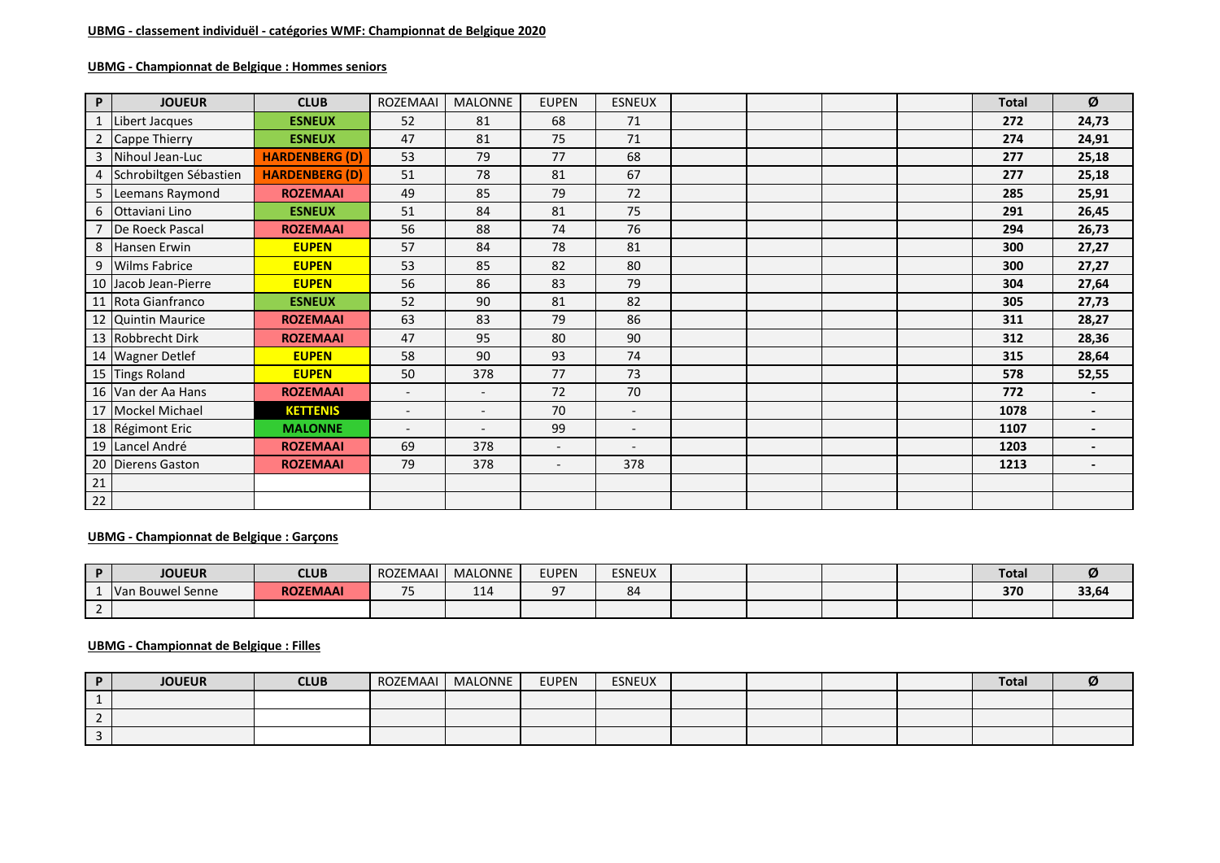**UBMG - classement individuël - catégories WMF: Championnat de Belgique 2020**

**UBMG - Championnat de Belgique : Hommes seniors**

| P | JOUEUR | CLUB | ROZEMAAI | MALONNE | EUPEN | ESNEUX | | | | | Total | Ø |
|---|---|---|---|---|---|---|---|---|---|---|---|---|
| 1 | Libert Jacques | ESNEUX | 52 | 81 | 68 | 71 | | | | | 272 | 24,73 |
| 2 | Cappe Thierry | ESNEUX | 47 | 81 | 75 | 71 | | | | | 274 | 24,91 |
| 3 | Nihoul Jean-Luc | HARDENBERG (D) | 53 | 79 | 77 | 68 | | | | | 277 | 25,18 |
| 4 | Schrobiltgen Sébastien | HARDENBERG (D) | 51 | 78 | 81 | 67 | | | | | 277 | 25,18 |
| 5 | Leemans Raymond | ROZEMAAI | 49 | 85 | 79 | 72 | | | | | 285 | 25,91 |
| 6 | Ottaviani Lino | ESNEUX | 51 | 84 | 81 | 75 | | | | | 291 | 26,45 |
| 7 | De Roeck Pascal | ROZEMAAI | 56 | 88 | 74 | 76 | | | | | 294 | 26,73 |
| 8 | Hansen Erwin | EUPEN | 57 | 84 | 78 | 81 | | | | | 300 | 27,27 |
| 9 | Wilms Fabrice | EUPEN | 53 | 85 | 82 | 80 | | | | | 300 | 27,27 |
| 10 | Jacob Jean-Pierre | EUPEN | 56 | 86 | 83 | 79 | | | | | 304 | 27,64 |
| 11 | Rota Gianfranco | ESNEUX | 52 | 90 | 81 | 82 | | | | | 305 | 27,73 |
| 12 | Quintin Maurice | ROZEMAAI | 63 | 83 | 79 | 86 | | | | | 311 | 28,27 |
| 13 | Robbrecht Dirk | ROZEMAAI | 47 | 95 | 80 | 90 | | | | | 312 | 28,36 |
| 14 | Wagner Detlef | EUPEN | 58 | 90 | 93 | 74 | | | | | 315 | 28,64 |
| 15 | Tings Roland | EUPEN | 50 | 378 | 77 | 73 | | | | | 578 | 52,55 |
| 16 | Van der Aa Hans | ROZEMAAI | - | - | 72 | 70 | | | | | 772 | - |
| 17 | Mockel Michael | KETTENIS | - | - | 70 | - | | | | | 1078 | - |
| 18 | Régimont Eric | MALONNE | - | - | 99 | - | | | | | 1107 | - |
| 19 | Lancel André | ROZEMAAI | 69 | 378 | - | - | | | | | 1203 | - |
| 20 | Dierens Gaston | ROZEMAAI | 79 | 378 | - | 378 | | | | | 1213 | - |
| 21 | | | | | | | | | | | | |
| 22 | | | | | | | | | | | | |

**UBMG - Championnat de Belgique : Garçons**

| P | JOUEUR | CLUB | ROZEMAAI | MALONNE | EUPEN | ESNEUX | | | | | Total | Ø |
|---|---|---|---|---|---|---|---|---|---|---|---|---|
| 1 | Van Bouwel Senne | ROZEMAAI | 75 | 114 | 97 | 84 | | | | | 370 | 33,64 |
| 2 | | | | | | | | | | | | |

**UBMG - Championnat de Belgique : Filles**

| P | JOUEUR | CLUB | ROZEMAAI | MALONNE | EUPEN | ESNEUX | | | | | Total | Ø |
|---|---|---|---|---|---|---|---|---|---|---|---|---|
| 1 | | | | | | | | | | | | |
| 2 | | | | | | | | | | | | |
| 3 | | | | | | | | | | | | |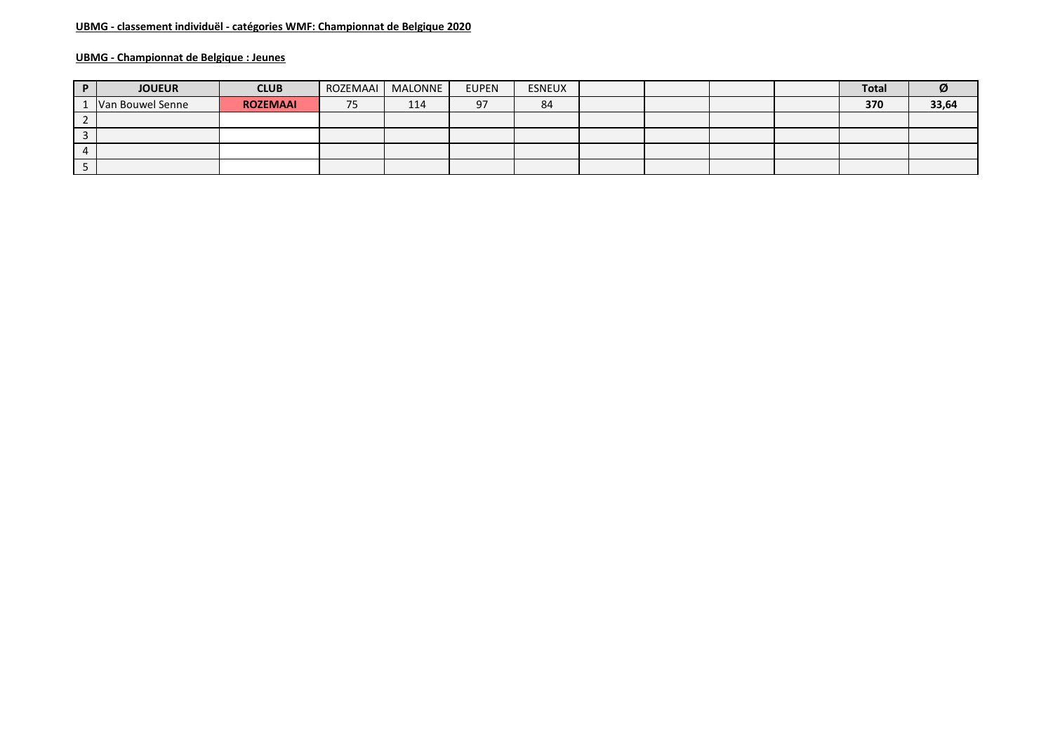**UBMG - classement individuël - catégories WMF: Championnat de Belgique 2020**

**UBMG - Championnat de Belgique : Jeunes**

| P | JOUEUR | CLUB | ROZEMAAI | MALONNE | EUPEN | ESNEUX | | | | | Total | Ø |
|---|---|---|---|---|---|---|---|---|---|---|---|---|
| 1 | Van Bouwel Senne | **ROZEMAAI** | 75 | 114 | 97 | 84 | | | | | **370** | **33,64** |
| 2 | | | | | | | | | | | | |
| 3 | | | | | | | | | | | | |
| 4 | | | | | | | | | | | | |
| 5 | | | | | | | | | | | | |